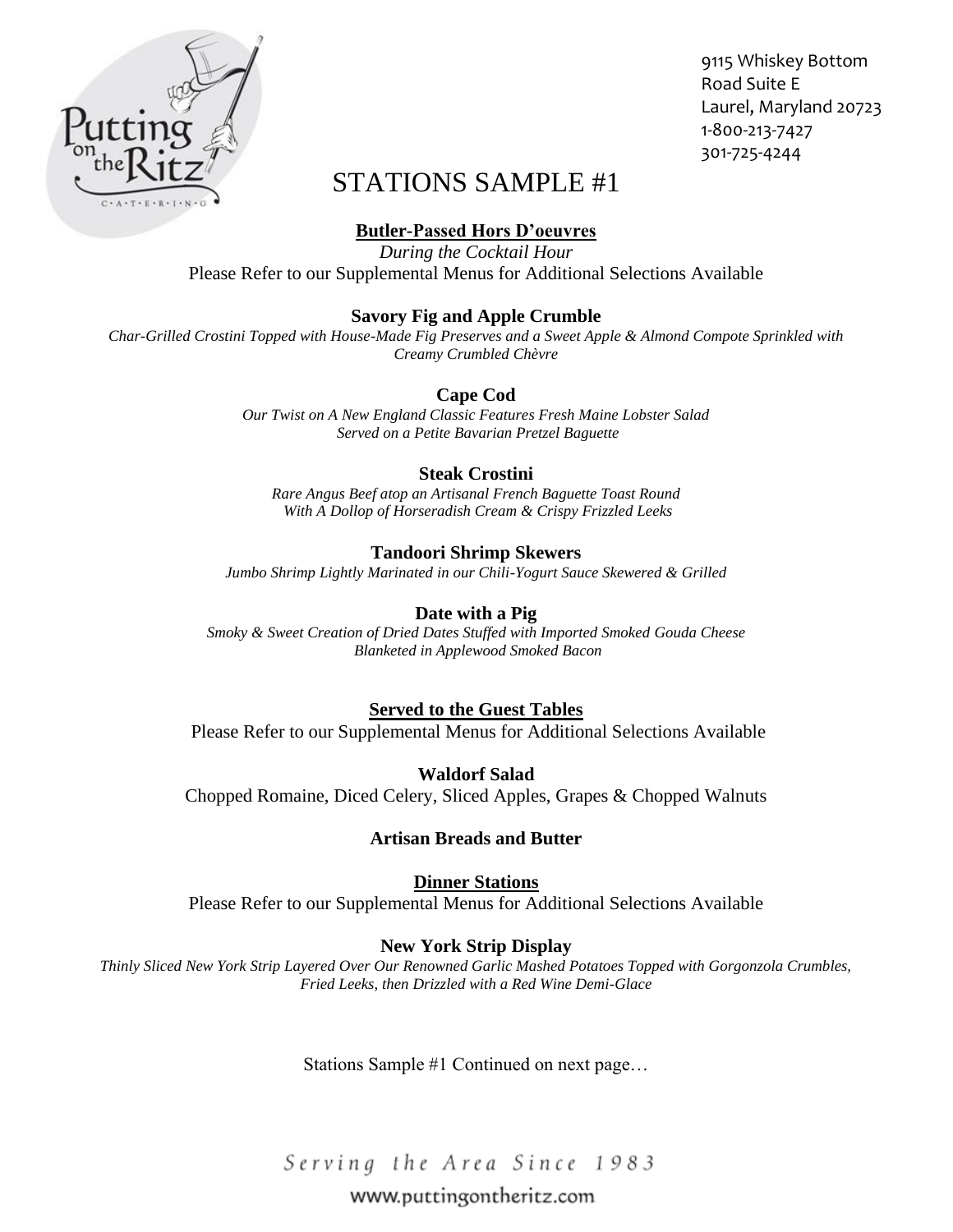Putting on the Ritz Catering

9115 Whiskey Bottom Road Suite E
Laurel, Maryland 20723
1-800-213-7427
301-725-4244

# STATIONS SAMPLE #1

## Butler-Passed Hors D'oeuvres

*During the Cocktail Hour*

Please Refer to our Supplemental Menus for Additional Selections Available

**Savory Fig and Apple Crumble**

*Char-Grilled Crostini Topped with House-Made Fig Preserves and a Sweet Apple & Almond Compote Sprinkled with Creamy Crumbled Chèvre*

**Cape Cod**

*Our Twist on A New England Classic Features Fresh Maine Lobster Salad Served on a Petite Bavarian Pretzel Baguette*

**Steak Crostini**

*Rare Angus Beef atop an Artisanal French Baguette Toast Round With A Dollop of Horseradish Cream & Crispy Frizzled Leeks*

**Tandoori Shrimp Skewers**

*Jumbo Shrimp Lightly Marinated in our Chili-Yogurt Sauce Skewered & Grilled*

**Date with a Pig**

*Smoky & Sweet Creation of Dried Dates Stuffed with Imported Smoked Gouda Cheese Blanketed in Applewood Smoked Bacon*

## Served to the Guest Tables

Please Refer to our Supplemental Menus for Additional Selections Available

**Waldorf Salad**

Chopped Romaine, Diced Celery, Sliced Apples, Grapes & Chopped Walnuts

**Artisan Breads and Butter**

## Dinner Stations

Please Refer to our Supplemental Menus for Additional Selections Available

**New York Strip Display**

*Thinly Sliced New York Strip Layered Over Our Renowned Garlic Mashed Potatoes Topped with Gorgonzola Crumbles, Fried Leeks, then Drizzled with a Red Wine Demi-Glace*

Stations Sample #1 Continued on next page…

*Serving the Area Since 1983*

www.puttingontheritz.com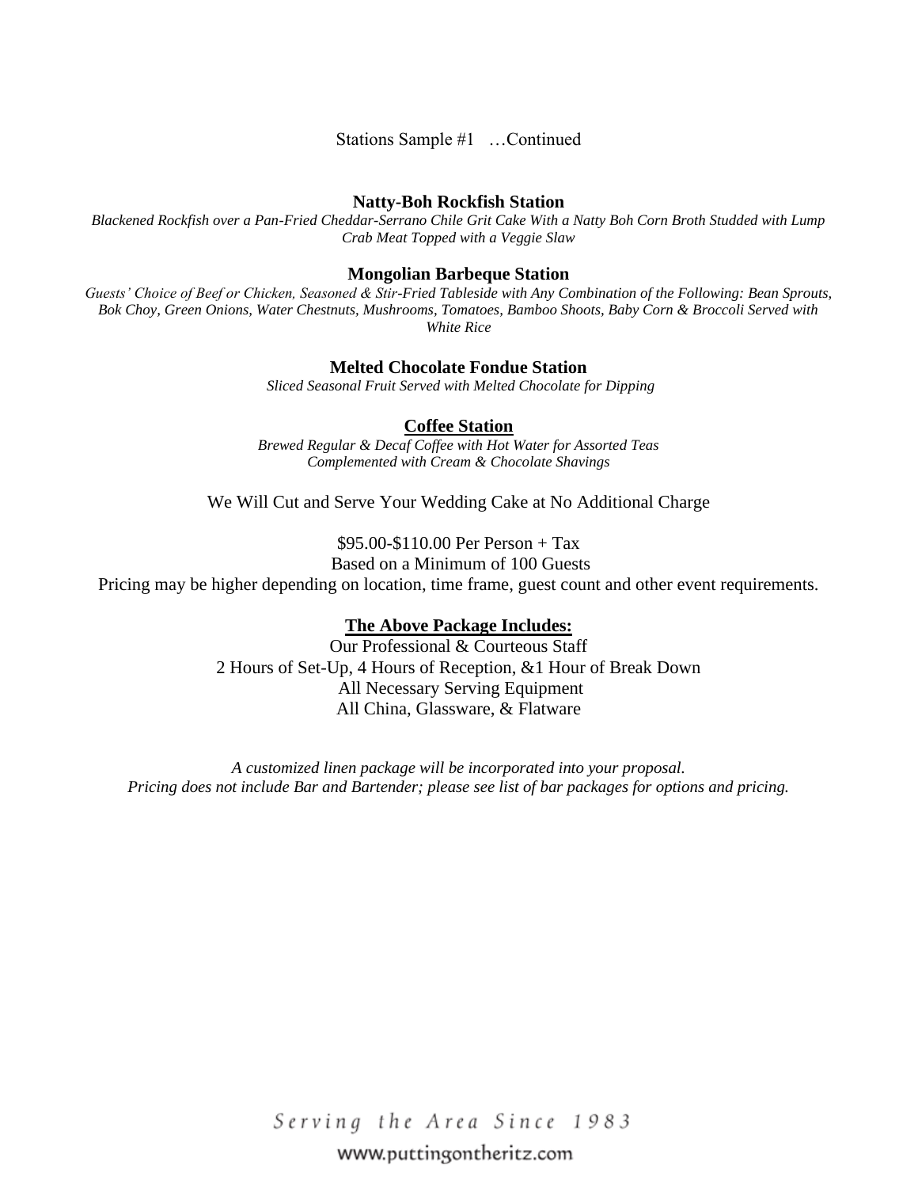Stations Sample #1 …Continued

**Natty-Boh Rockfish Station**

*Blackened Rockfish over a Pan-Fried Cheddar-Serrano Chile Grit Cake With a Natty Boh Corn Broth Studded with Lump Crab Meat Topped with a Veggie Slaw*

**Mongolian Barbeque Station**

*Guests' Choice of Beef or Chicken, Seasoned & Stir-Fried Tableside with Any Combination of the Following: Bean Sprouts, Bok Choy, Green Onions, Water Chestnuts, Mushrooms, Tomatoes, Bamboo Shoots, Baby Corn & Broccoli Served with White Rice*

**Melted Chocolate Fondue Station**

*Sliced Seasonal Fruit Served with Melted Chocolate for Dipping*

**Coffee Station**

*Brewed Regular & Decaf Coffee with Hot Water for Assorted Teas*
*Complemented with Cream & Chocolate Shavings*

We Will Cut and Serve Your Wedding Cake at No Additional Charge

$95.00-$110.00 Per Person + Tax
Based on a Minimum of 100 Guests
Pricing may be higher depending on location, time frame, guest count and other event requirements.

**The Above Package Includes:**

Our Professional & Courteous Staff
2 Hours of Set-Up, 4 Hours of Reception, &1 Hour of Break Down
All Necessary Serving Equipment
All China, Glassware, & Flatware

*A customized linen package will be incorporated into your proposal.*
*Pricing does not include Bar and Bartender; please see list of bar packages for options and pricing.*

Serving the Area Since 1983
www.puttingontheritz.com